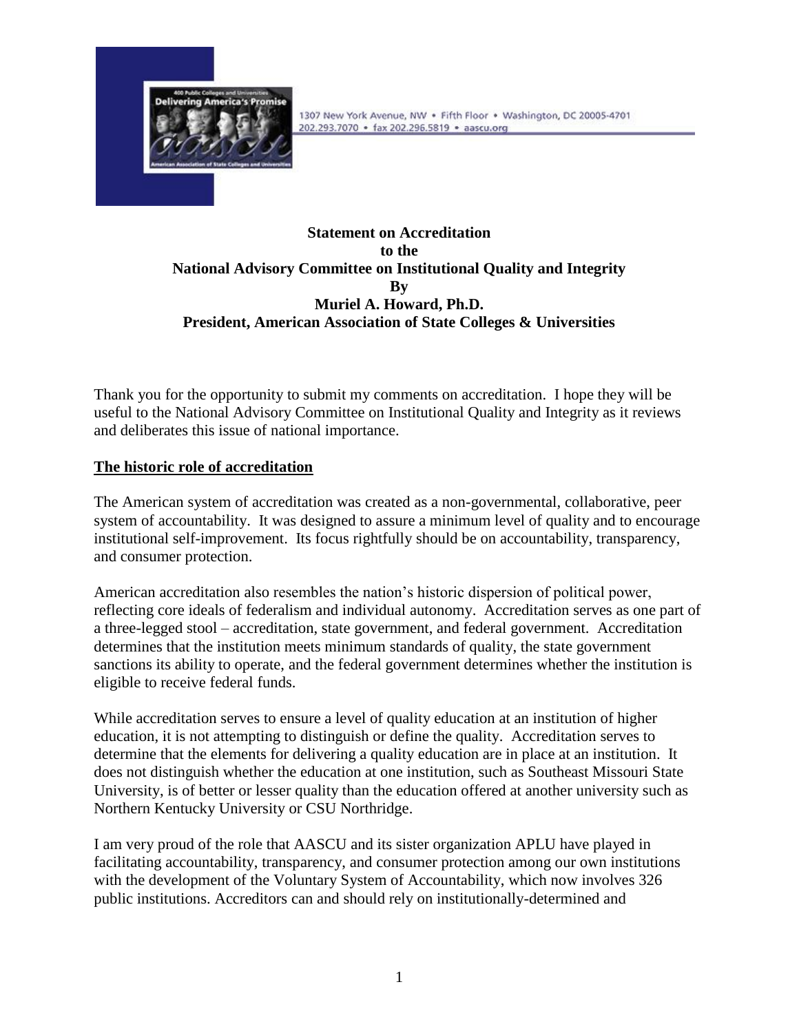1307 New York Avenue, NW • Fifth Floor • Washington, DC 20005-4701
202.293.7070 • fax 202.296.5819 • aascu.org

**Statement on Accreditation**
**to the**
**National Advisory Committee on Institutional Quality and Integrity**
**By**
**Muriel A. Howard, Ph.D.**
**President, American Association of State Colleges & Universities**

Thank you for the opportunity to submit my comments on accreditation. I hope they will be useful to the National Advisory Committee on Institutional Quality and Integrity as it reviews and deliberates this issue of national importance.

## The historic role of accreditation

The American system of accreditation was created as a non-governmental, collaborative, peer system of accountability. It was designed to assure a minimum level of quality and to encourage institutional self-improvement. Its focus rightfully should be on accountability, transparency, and consumer protection.

American accreditation also resembles the nation's historic dispersion of political power, reflecting core ideals of federalism and individual autonomy. Accreditation serves as one part of a three-legged stool – accreditation, state government, and federal government. Accreditation determines that the institution meets minimum standards of quality, the state government sanctions its ability to operate, and the federal government determines whether the institution is eligible to receive federal funds.

While accreditation serves to ensure a level of quality education at an institution of higher education, it is not attempting to distinguish or define the quality. Accreditation serves to determine that the elements for delivering a quality education are in place at an institution. It does not distinguish whether the education at one institution, such as Southeast Missouri State University, is of better or lesser quality than the education offered at another university such as Northern Kentucky University or CSU Northridge.

I am very proud of the role that AASCU and its sister organization APLU have played in facilitating accountability, transparency, and consumer protection among our own institutions with the development of the Voluntary System of Accountability, which now involves 326 public institutions. Accreditors can and should rely on institutionally-determined and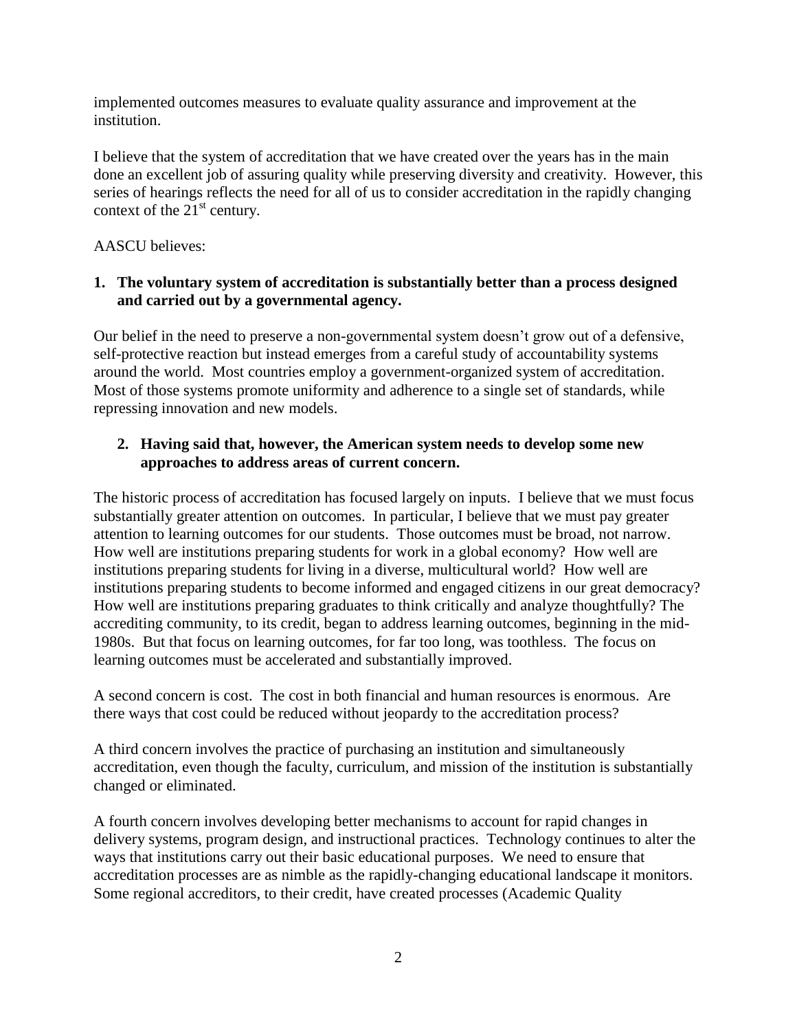implemented outcomes measures to evaluate quality assurance and improvement at the institution.

I believe that the system of accreditation that we have created over the years has in the main done an excellent job of assuring quality while preserving diversity and creativity. However, this series of hearings reflects the need for all of us to consider accreditation in the rapidly changing context of the 21st century.

AASCU believes:

1. **The voluntary system of accreditation is substantially better than a process designed and carried out by a governmental agency.**

Our belief in the need to preserve a non-governmental system doesn't grow out of a defensive, self-protective reaction but instead emerges from a careful study of accountability systems around the world. Most countries employ a government-organized system of accreditation. Most of those systems promote uniformity and adherence to a single set of standards, while repressing innovation and new models.

2. **Having said that, however, the American system needs to develop some new approaches to address areas of current concern.**

The historic process of accreditation has focused largely on inputs. I believe that we must focus substantially greater attention on outcomes. In particular, I believe that we must pay greater attention to learning outcomes for our students. Those outcomes must be broad, not narrow. How well are institutions preparing students for work in a global economy? How well are institutions preparing students for living in a diverse, multicultural world? How well are institutions preparing students to become informed and engaged citizens in our great democracy? How well are institutions preparing graduates to think critically and analyze thoughtfully? The accrediting community, to its credit, began to address learning outcomes, beginning in the mid-1980s. But that focus on learning outcomes, for far too long, was toothless. The focus on learning outcomes must be accelerated and substantially improved.

A second concern is cost. The cost in both financial and human resources is enormous. Are there ways that cost could be reduced without jeopardy to the accreditation process?

A third concern involves the practice of purchasing an institution and simultaneously accreditation, even though the faculty, curriculum, and mission of the institution is substantially changed or eliminated.

A fourth concern involves developing better mechanisms to account for rapid changes in delivery systems, program design, and instructional practices. Technology continues to alter the ways that institutions carry out their basic educational purposes. We need to ensure that accreditation processes are as nimble as the rapidly-changing educational landscape it monitors. Some regional accreditors, to their credit, have created processes (Academic Quality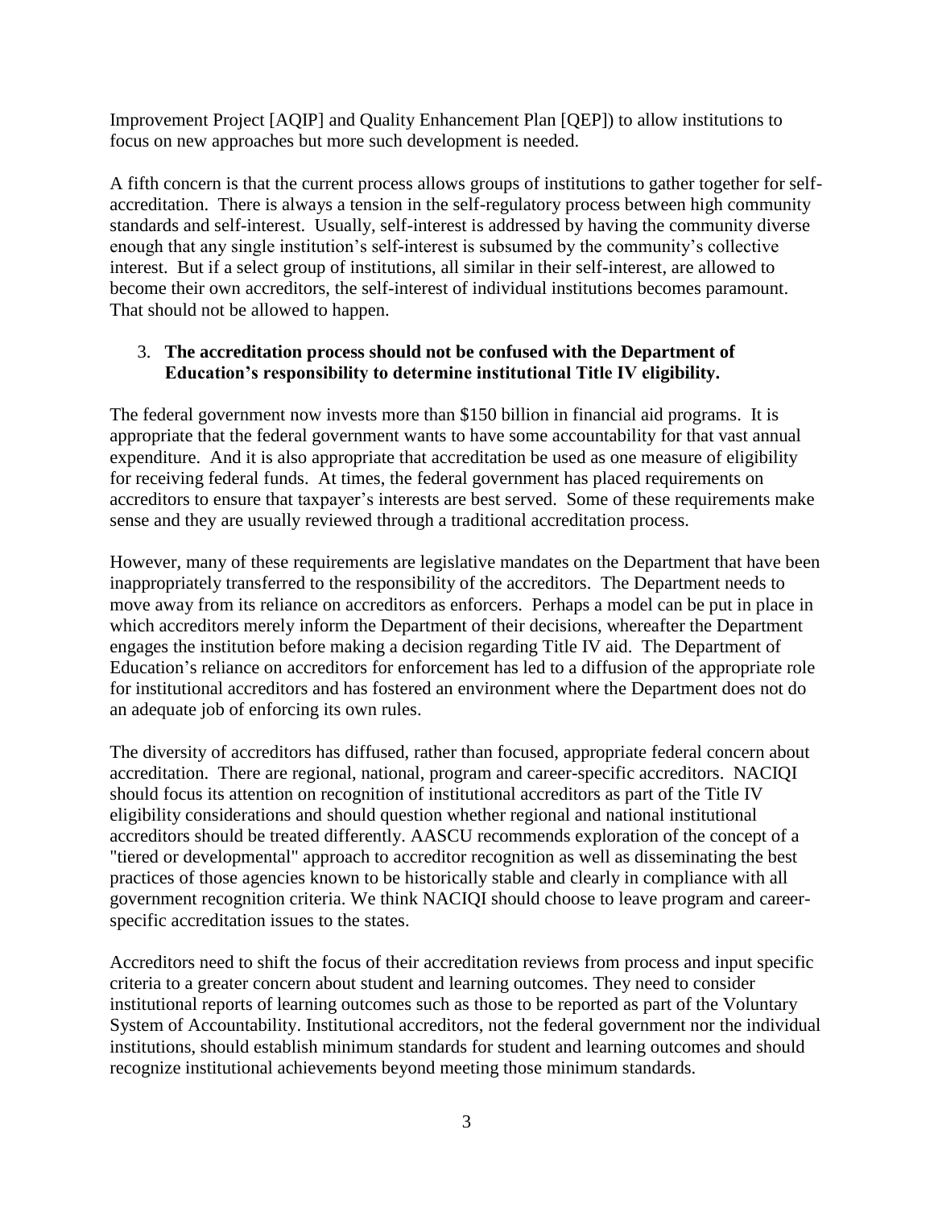Improvement Project [AQIP] and Quality Enhancement Plan [QEP]) to allow institutions to focus on new approaches but more such development is needed.

A fifth concern is that the current process allows groups of institutions to gather together for self-accreditation. There is always a tension in the self-regulatory process between high community standards and self-interest. Usually, self-interest is addressed by having the community diverse enough that any single institution's self-interest is subsumed by the community's collective interest. But if a select group of institutions, all similar in their self-interest, are allowed to become their own accreditors, the self-interest of individual institutions becomes paramount. That should not be allowed to happen.

3. **The accreditation process should not be confused with the Department of Education's responsibility to determine institutional Title IV eligibility.**

The federal government now invests more than $150 billion in financial aid programs. It is appropriate that the federal government wants to have some accountability for that vast annual expenditure. And it is also appropriate that accreditation be used as one measure of eligibility for receiving federal funds. At times, the federal government has placed requirements on accreditors to ensure that taxpayer's interests are best served. Some of these requirements make sense and they are usually reviewed through a traditional accreditation process.

However, many of these requirements are legislative mandates on the Department that have been inappropriately transferred to the responsibility of the accreditors. The Department needs to move away from its reliance on accreditors as enforcers. Perhaps a model can be put in place in which accreditors merely inform the Department of their decisions, whereafter the Department engages the institution before making a decision regarding Title IV aid. The Department of Education's reliance on accreditors for enforcement has led to a diffusion of the appropriate role for institutional accreditors and has fostered an environment where the Department does not do an adequate job of enforcing its own rules.

The diversity of accreditors has diffused, rather than focused, appropriate federal concern about accreditation. There are regional, national, program and career-specific accreditors. NACIQI should focus its attention on recognition of institutional accreditors as part of the Title IV eligibility considerations and should question whether regional and national institutional accreditors should be treated differently. AASCU recommends exploration of the concept of a "tiered or developmental" approach to accreditor recognition as well as disseminating the best practices of those agencies known to be historically stable and clearly in compliance with all government recognition criteria. We think NACIQI should choose to leave program and career-specific accreditation issues to the states.

Accreditors need to shift the focus of their accreditation reviews from process and input specific criteria to a greater concern about student and learning outcomes. They need to consider institutional reports of learning outcomes such as those to be reported as part of the Voluntary System of Accountability. Institutional accreditors, not the federal government nor the individual institutions, should establish minimum standards for student and learning outcomes and should recognize institutional achievements beyond meeting those minimum standards.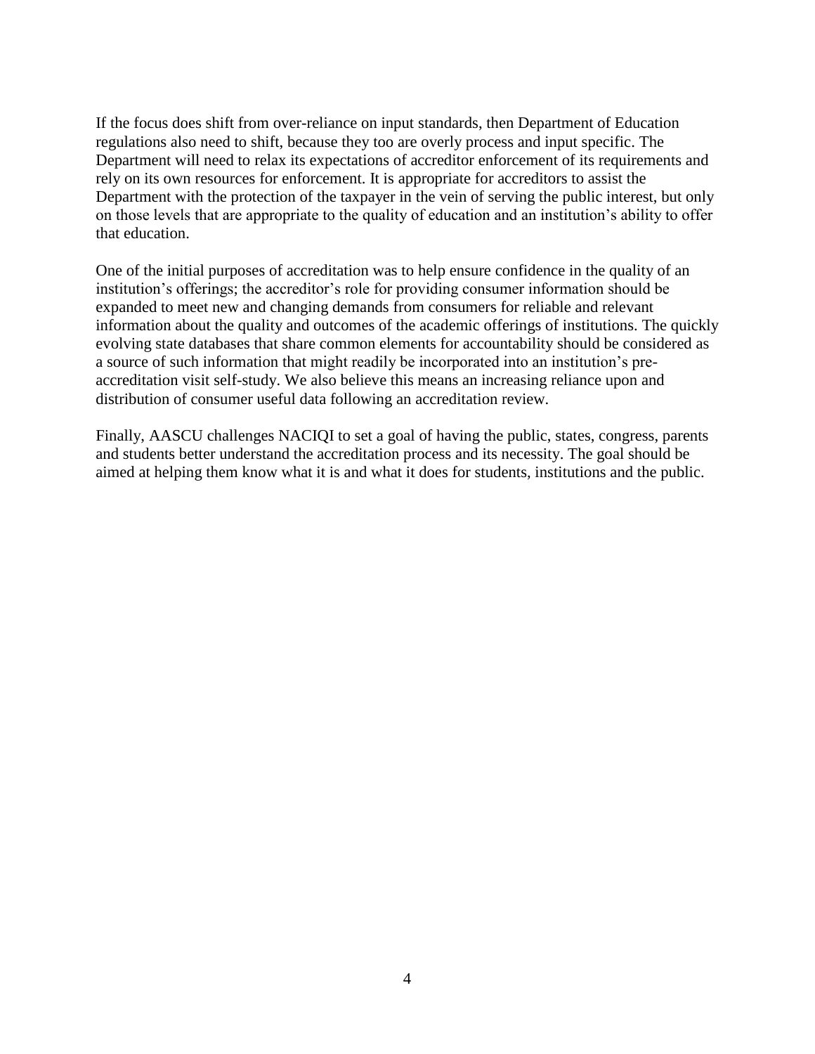If the focus does shift from over-reliance on input standards, then Department of Education regulations also need to shift, because they too are overly process and input specific. The Department will need to relax its expectations of accreditor enforcement of its requirements and rely on its own resources for enforcement. It is appropriate for accreditors to assist the Department with the protection of the taxpayer in the vein of serving the public interest, but only on those levels that are appropriate to the quality of education and an institution's ability to offer that education.

One of the initial purposes of accreditation was to help ensure confidence in the quality of an institution's offerings; the accreditor's role for providing consumer information should be expanded to meet new and changing demands from consumers for reliable and relevant information about the quality and outcomes of the academic offerings of institutions. The quickly evolving state databases that share common elements for accountability should be considered as a source of such information that might readily be incorporated into an institution's pre-accreditation visit self-study. We also believe this means an increasing reliance upon and distribution of consumer useful data following an accreditation review.

Finally, AASCU challenges NACIQI to set a goal of having the public, states, congress, parents and students better understand the accreditation process and its necessity. The goal should be aimed at helping them know what it is and what it does for students, institutions and the public.